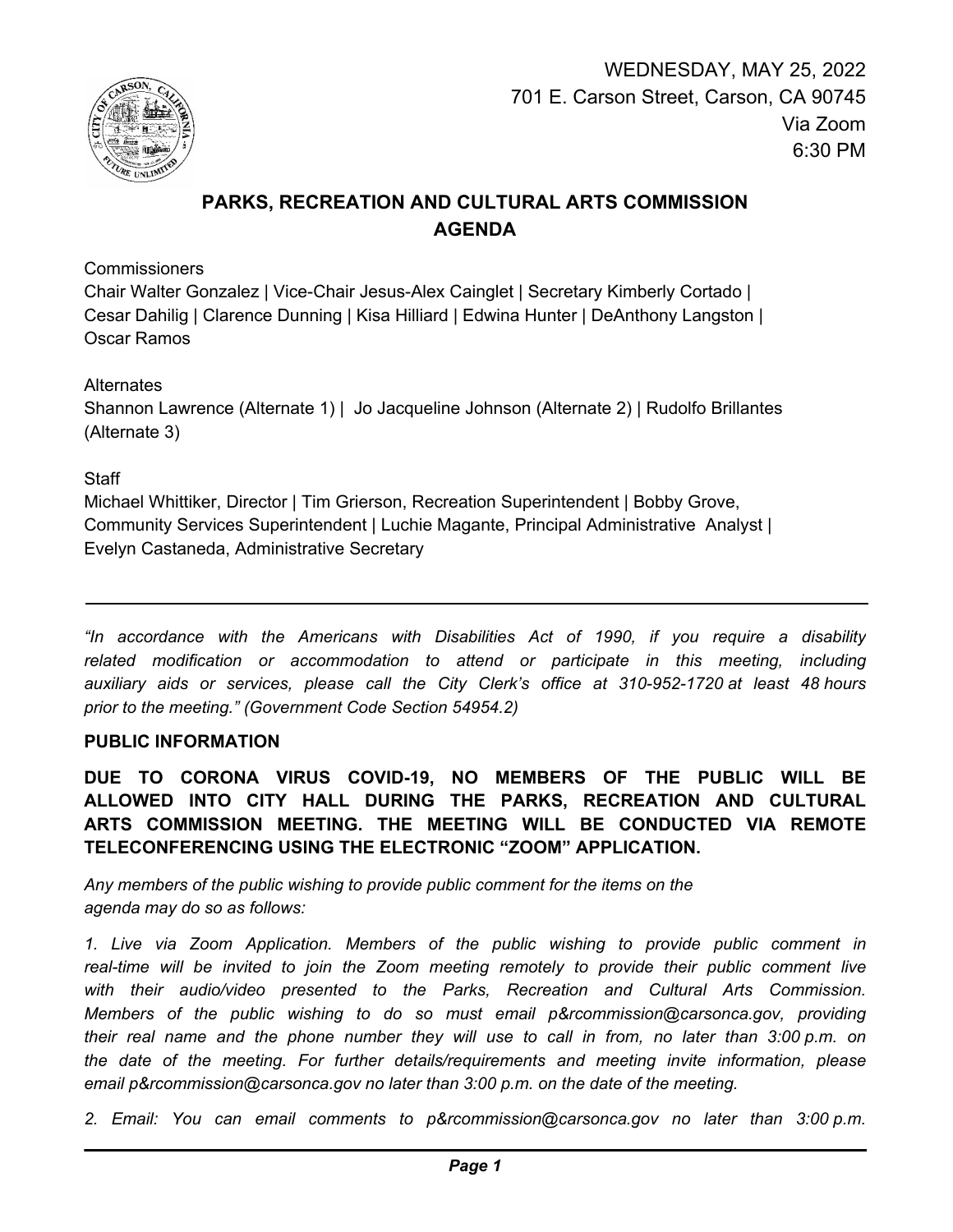WEDNESDAY, MAY 25, 2022
701 E. Carson Street, Carson, CA 90745
Via Zoom
6:30 PM

# PARKS, RECREATION AND CULTURAL ARTS COMMISSION AGENDA

Commissioners
Chair Walter Gonzalez | Vice-Chair Jesus-Alex Cainglet | Secretary Kimberly Cortado | Cesar Dahilig | Clarence Dunning | Kisa Hilliard | Edwina Hunter | DeAnthony Langston | Oscar Ramos

Alternates
Shannon Lawrence (Alternate 1) | Jo Jacqueline Johnson (Alternate 2) | Rudolfo Brillantes (Alternate 3)

Staff
Michael Whittiker, Director | Tim Grierson, Recreation Superintendent | Bobby Grove, Community Services Superintendent | Luchie Magante, Principal Administrative Analyst | Evelyn Castaneda, Administrative Secretary

---

*"In accordance with the Americans with Disabilities Act of 1990, if you require a disability related modification or accommodation to attend or participate in this meeting, including auxiliary aids or services, please call the City Clerk's office at 310-952-1720 at least 48 hours prior to the meeting." (Government Code Section 54954.2)*

**PUBLIC INFORMATION**

**DUE TO CORONA VIRUS COVID-19, NO MEMBERS OF THE PUBLIC WILL BE ALLOWED INTO CITY HALL DURING THE PARKS, RECREATION AND CULTURAL ARTS COMMISSION MEETING. THE MEETING WILL BE CONDUCTED VIA REMOTE TELECONFERENCING USING THE ELECTRONIC "ZOOM" APPLICATION.**

*Any members of the public wishing to provide public comment for the items on the agenda may do so as follows:*

*1. Live via Zoom Application. Members of the public wishing to provide public comment in real-time will be invited to join the Zoom meeting remotely to provide their public comment live with their audio/video presented to the Parks, Recreation and Cultural Arts Commission. Members of the public wishing to do so must email p&rcommission@carsonca.gov, providing their real name and the phone number they will use to call in from, no later than 3:00 p.m. on the date of the meeting. For further details/requirements and meeting invite information, please email p&rcommission@carsonca.gov no later than 3:00 p.m. on the date of the meeting.*

*2. Email: You can email comments to p&rcommission@carsonca.gov no later than 3:00 p.m.*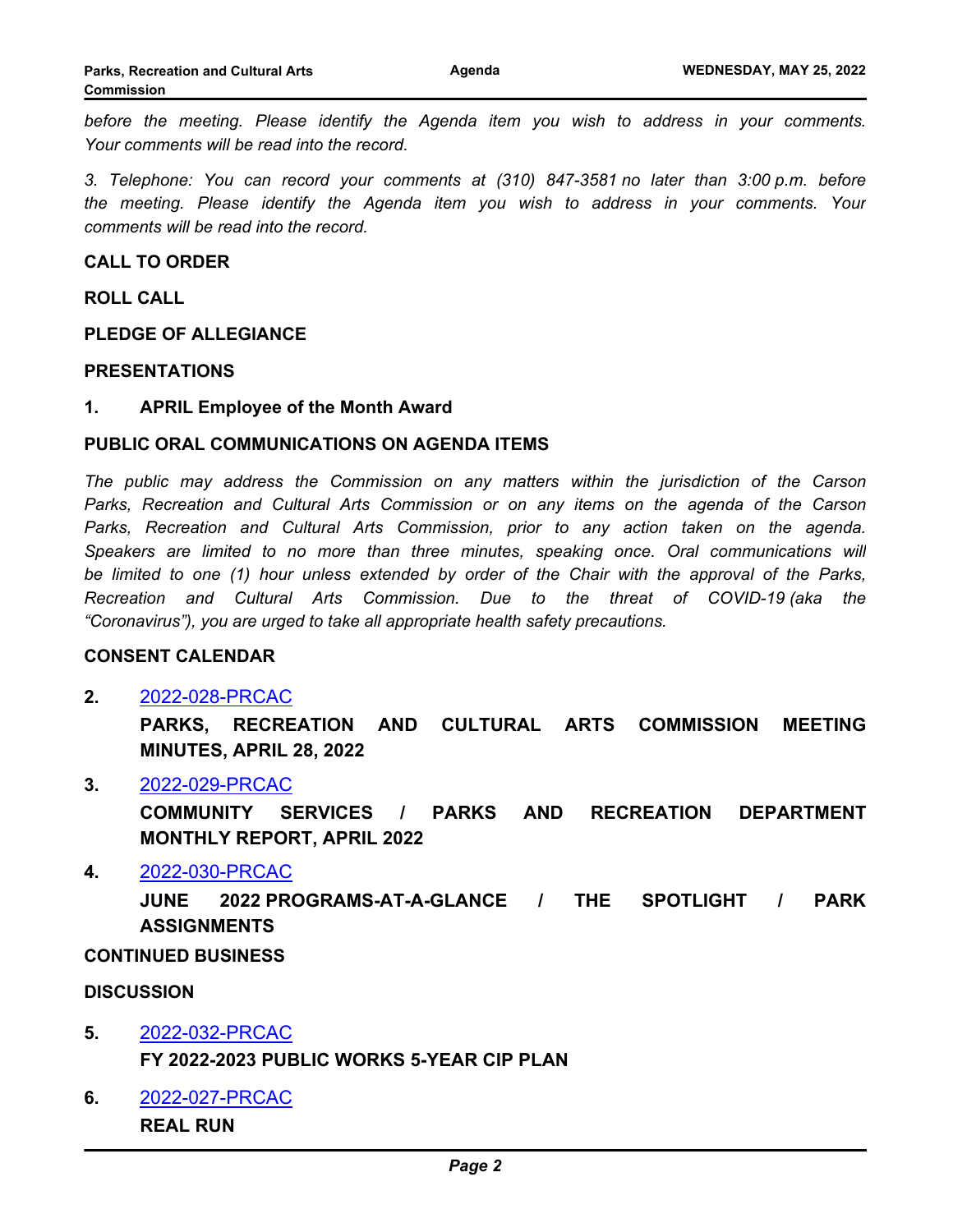*before the meeting. Please identify the Agenda item you wish to address in your comments. Your comments will be read into the record.*

*3. Telephone: You can record your comments at (310) 847-3581 no later than 3:00 p.m. before the meeting. Please identify the Agenda item you wish to address in your comments. Your comments will be read into the record.*

**CALL TO ORDER**

**ROLL CALL**

**PLEDGE OF ALLEGIANCE**

**PRESENTATIONS**

**1. APRIL Employee of the Month Award**

**PUBLIC ORAL COMMUNICATIONS ON AGENDA ITEMS**

*The public may address the Commission on any matters within the jurisdiction of the Carson Parks, Recreation and Cultural Arts Commission or on any items on the agenda of the Carson Parks, Recreation and Cultural Arts Commission, prior to any action taken on the agenda. Speakers are limited to no more than three minutes, speaking once. Oral communications will be limited to one (1) hour unless extended by order of the Chair with the approval of the Parks, Recreation and Cultural Arts Commission. Due to the threat of COVID-19 (aka the "Coronavirus"), you are urged to take all appropriate health safety precautions.*

**CONSENT CALENDAR**

**2.** 2022-028-PRCAC

**PARKS, RECREATION AND CULTURAL ARTS COMMISSION MEETING MINUTES, APRIL 28, 2022**

**3.** 2022-029-PRCAC

**COMMUNITY SERVICES / PARKS AND RECREATION DEPARTMENT MONTHLY REPORT, APRIL 2022**

**4.** 2022-030-PRCAC

**JUNE 2022 PROGRAMS-AT-A-GLANCE / THE SPOTLIGHT / PARK ASSIGNMENTS**

**CONTINUED BUSINESS**

**DISCUSSION**

**5.** 2022-032-PRCAC

**FY 2022-2023 PUBLIC WORKS 5-YEAR CIP PLAN**

**6.** 2022-027-PRCAC

**REAL RUN**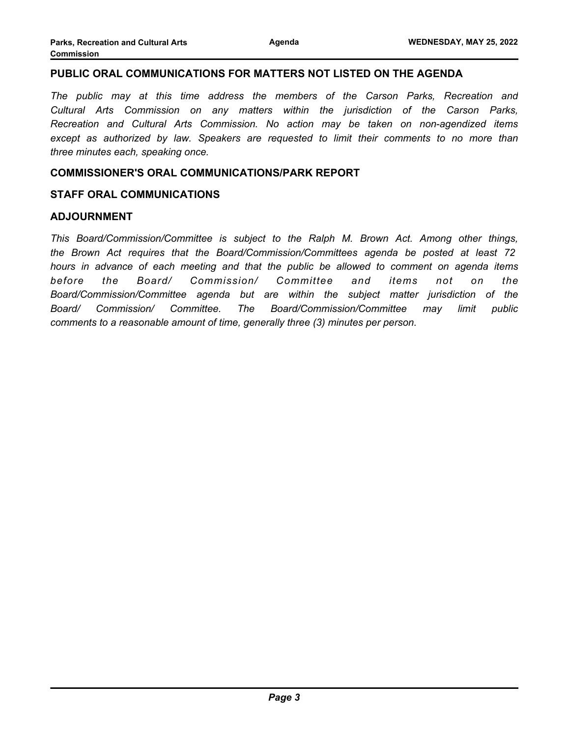## PUBLIC ORAL COMMUNICATIONS FOR MATTERS NOT LISTED ON THE AGENDA

*The public may at this time address the members of the Carson Parks, Recreation and Cultural Arts Commission on any matters within the jurisdiction of the Carson Parks, Recreation and Cultural Arts Commission. No action may be taken on non-agendized items except as authorized by law. Speakers are requested to limit their comments to no more than three minutes each, speaking once.*

## COMMISSIONER'S ORAL COMMUNICATIONS/PARK REPORT

## STAFF ORAL COMMUNICATIONS

## ADJOURNMENT

*This Board/Commission/Committee is subject to the Ralph M. Brown Act. Among other things, the Brown Act requires that the Board/Commission/Committees agenda be posted at least 72 hours in advance of each meeting and that the public be allowed to comment on agenda items before the Board/ Commission/ Committee and items not on the Board/Commission/Committee agenda but are within the subject matter jurisdiction of the Board/ Commission/ Committee. The Board/Commission/Committee may limit public comments to a reasonable amount of time, generally three (3) minutes per person.*